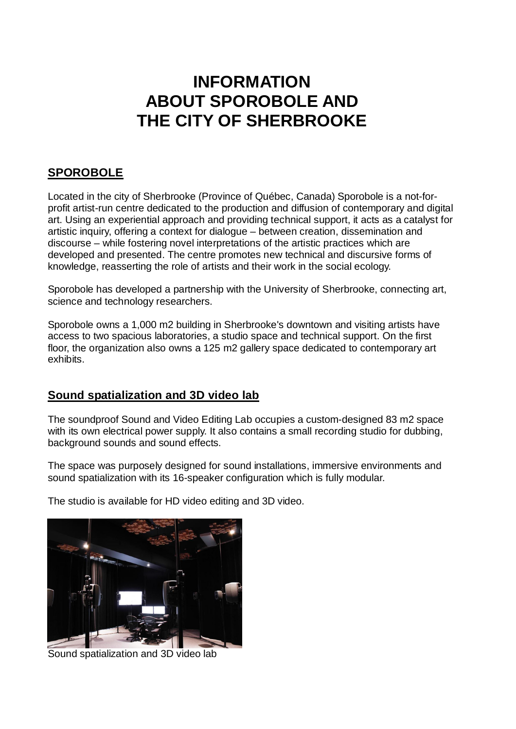# INFORMATION ABOUT SPOROBOLE AND THE CITY OF SHERBROOKE

## SPOROBOLE

Located in the city of Sherbrooke (Province of Québec, Canada) Sporobole is a not-for-profit artist-run centre dedicated to the production and diffusion of contemporary and digital art. Using an experiential approach and providing technical support, it acts as a catalyst for artistic inquiry, offering a context for dialogue – between creation, dissemination and discourse – while fostering novel interpretations of the artistic practices which are developed and presented. The centre promotes new technical and discursive forms of knowledge, reasserting the role of artists and their work in the social ecology.

Sporobole has developed a partnership with the University of Sherbrooke, connecting art, science and technology researchers.

Sporobole owns a 1,000 m2 building in Sherbrooke's downtown and visiting artists have access to two spacious laboratories, a studio space and technical support. On the first floor, the organization also owns a 125 m2 gallery space dedicated to contemporary art exhibits.

## Sound spatialization and 3D video lab

The soundproof Sound and Video Editing Lab occupies a custom-designed 83 m2 space with its own electrical power supply. It also contains a small recording studio for dubbing, background sounds and sound effects.

The space was purposely designed for sound installations, immersive environments and sound spatialization with its 16-speaker configuration which is fully modular.

The studio is available for HD video editing and 3D video.

Sound spatialization and 3D video lab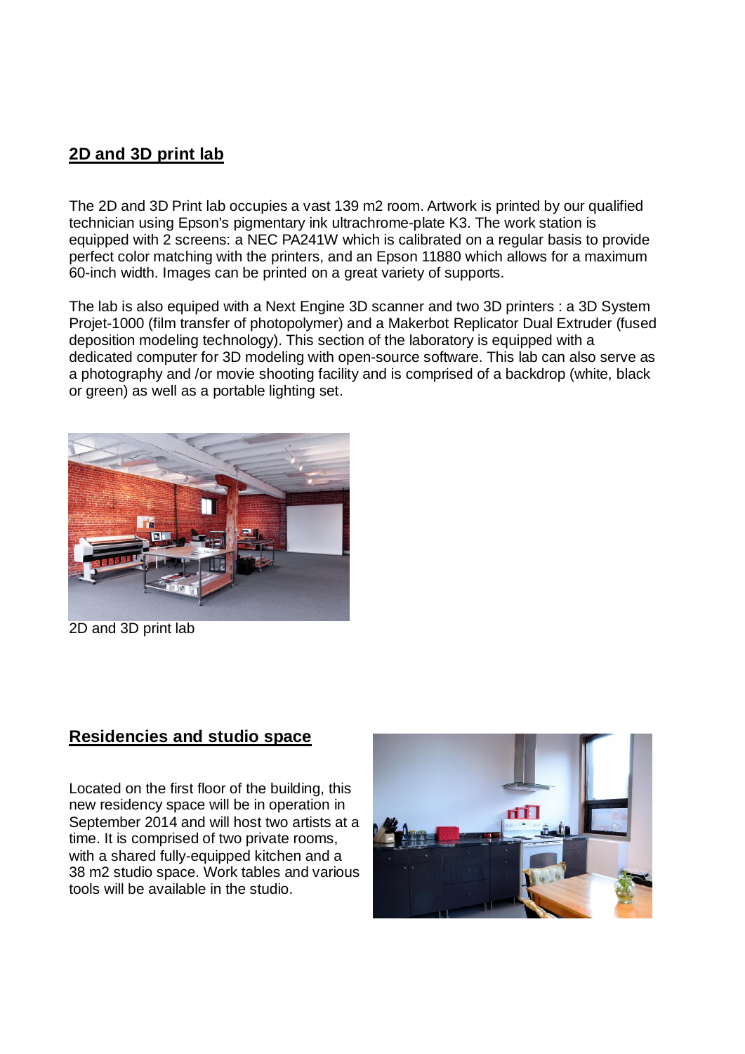## 2D and 3D print lab

The 2D and 3D Print lab occupies a vast 139 m2 room. Artwork is printed by our qualified technician using Epson's pigmentary ink ultrachrome-plate K3. The work station is equipped with 2 screens: a NEC PA241W which is calibrated on a regular basis to provide perfect color matching with the printers, and an Epson 11880 which allows for a maximum 60-inch width. Images can be printed on a great variety of supports.

The lab is also equiped with a Next Engine 3D scanner and two 3D printers : a 3D System Projet-1000 (film transfer of photopolymer) and a Makerbot Replicator Dual Extruder (fused deposition modeling technology). This section of the laboratory is equipped with a dedicated computer for 3D modeling with open-source software. This lab can also serve as a photography and /or movie shooting facility and is comprised of a backdrop (white, black or green) as well as a portable lighting set.

2D and 3D print lab

## Residencies and studio space

Located on the first floor of the building, this new residency space will be in operation in September 2014 and will host two artists at a time. It is comprised of two private rooms, with a shared fully-equipped kitchen and a 38 m2 studio space. Work tables and various tools will be available in the studio.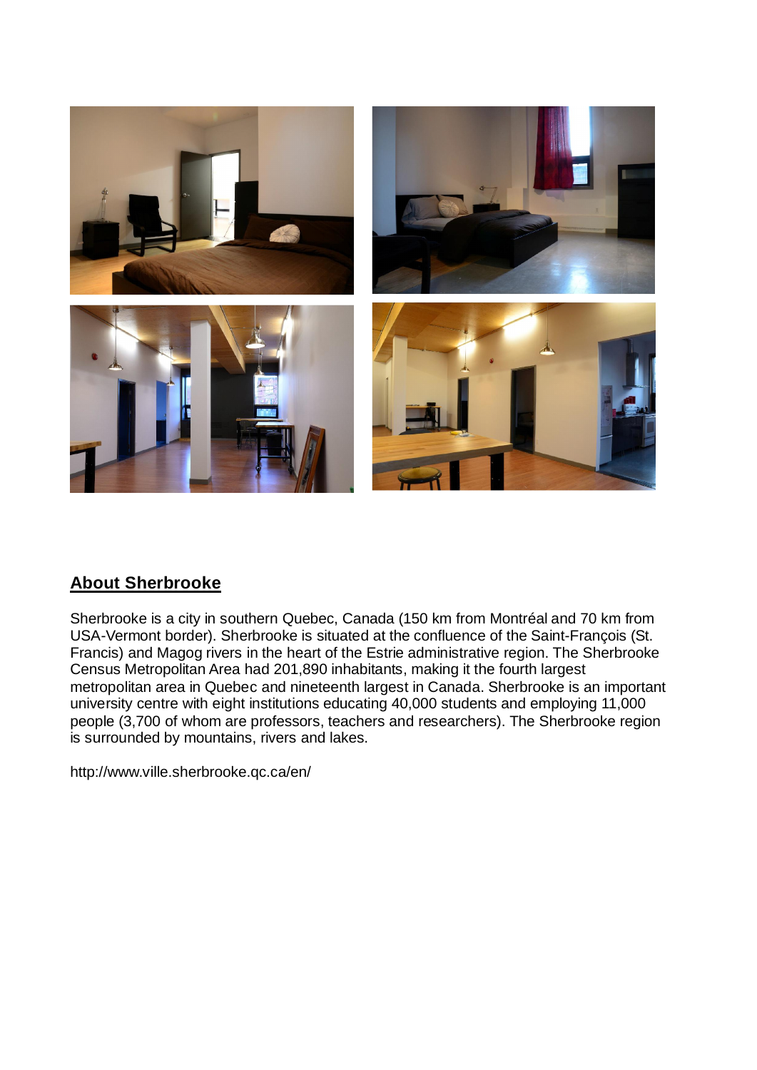## About Sherbrooke

Sherbrooke is a city in southern Quebec, Canada (150 km from Montréal and 70 km from USA-Vermont border). Sherbrooke is situated at the confluence of the Saint-François (St. Francis) and Magog rivers in the heart of the Estrie administrative region. The Sherbrooke Census Metropolitan Area had 201,890 inhabitants, making it the fourth largest metropolitan area in Quebec and nineteenth largest in Canada. Sherbrooke is an important university centre with eight institutions educating 40,000 students and employing 11,000 people (3,700 of whom are professors, teachers and researchers). The Sherbrooke region is surrounded by mountains, rivers and lakes.

http://www.ville.sherbrooke.qc.ca/en/